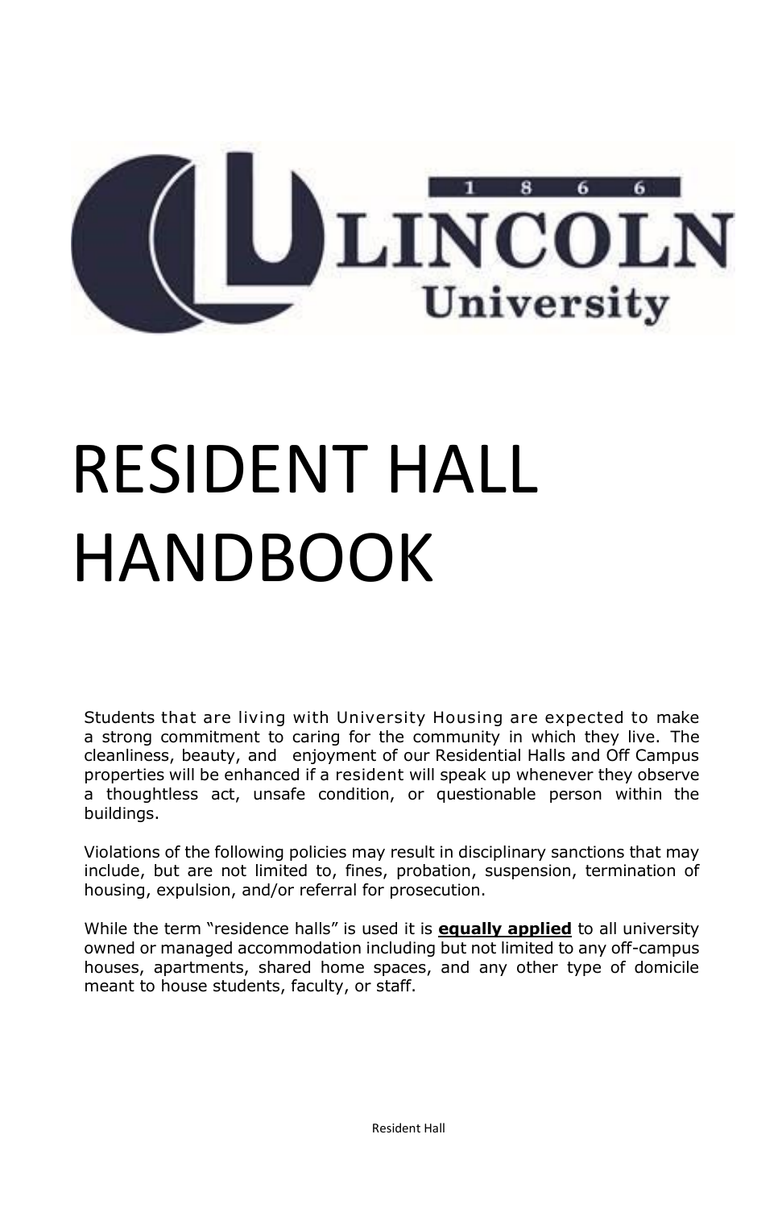# RESIDENT HALL HANDBOOK

Students that are living with University Housing are expected to make a strong commitment to caring for the community in which they live. The cleanliness, beauty, and enjoyment of our Residential Halls and Off Campus properties will be enhanced if a resident will speak up whenever they observe a thoughtless act, unsafe condition, or questionable person within the buildings.

Violations of the following policies may result in disciplinary sanctions that may include, but are not limited to, fines, probation, suspension, termination of housing, expulsion, and/or referral for prosecution.

While the term "residence halls" is used it is **equally applied** to all university owned or managed accommodation including but not limited to any off-campus houses, apartments, shared home spaces, and any other type of domicile meant to house students, faculty, or staff.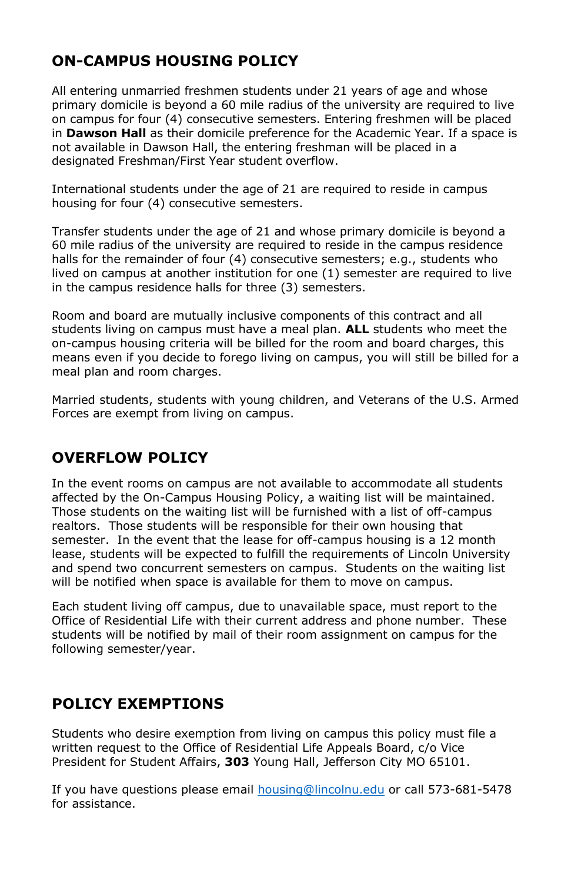## ON-CAMPUS HOUSING POLICY

All entering unmarried freshmen students under 21 years of age and whose primary domicile is beyond a 60 mile radius of the university are required to live on campus for four (4) consecutive semesters. Entering freshmen will be placed in **Dawson Hall** as their domicile preference for the Academic Year. If a space is not available in Dawson Hall, the entering freshman will be placed in a designated Freshman/First Year student overflow.

International students under the age of 21 are required to reside in campus housing for four (4) consecutive semesters.

Transfer students under the age of 21 and whose primary domicile is beyond a 60 mile radius of the university are required to reside in the campus residence halls for the remainder of four (4) consecutive semesters; e.g., students who lived on campus at another institution for one (1) semester are required to live in the campus residence halls for three (3) semesters.

Room and board are mutually inclusive components of this contract and all students living on campus must have a meal plan. **ALL** students who meet the on-campus housing criteria will be billed for the room and board charges, this means even if you decide to forego living on campus, you will still be billed for a meal plan and room charges.

Married students, students with young children, and Veterans of the U.S. Armed Forces are exempt from living on campus.

## OVERFLOW POLICY

In the event rooms on campus are not available to accommodate all students affected by the On-Campus Housing Policy, a waiting list will be maintained. Those students on the waiting list will be furnished with a list of off-campus realtors. Those students will be responsible for their own housing that semester. In the event that the lease for off-campus housing is a 12 month lease, students will be expected to fulfill the requirements of Lincoln University and spend two concurrent semesters on campus. Students on the waiting list will be notified when space is available for them to move on campus.

Each student living off campus, due to unavailable space, must report to the Office of Residential Life with their current address and phone number. These students will be notified by mail of their room assignment on campus for the following semester/year.

## POLICY EXEMPTIONS

Students who desire exemption from living on campus this policy must file a written request to the Office of Residential Life Appeals Board, c/o Vice President for Student Affairs, **303** Young Hall, Jefferson City MO 65101.

If you have questions please email housing@lincolnu.edu or call 573-681-5478 for assistance.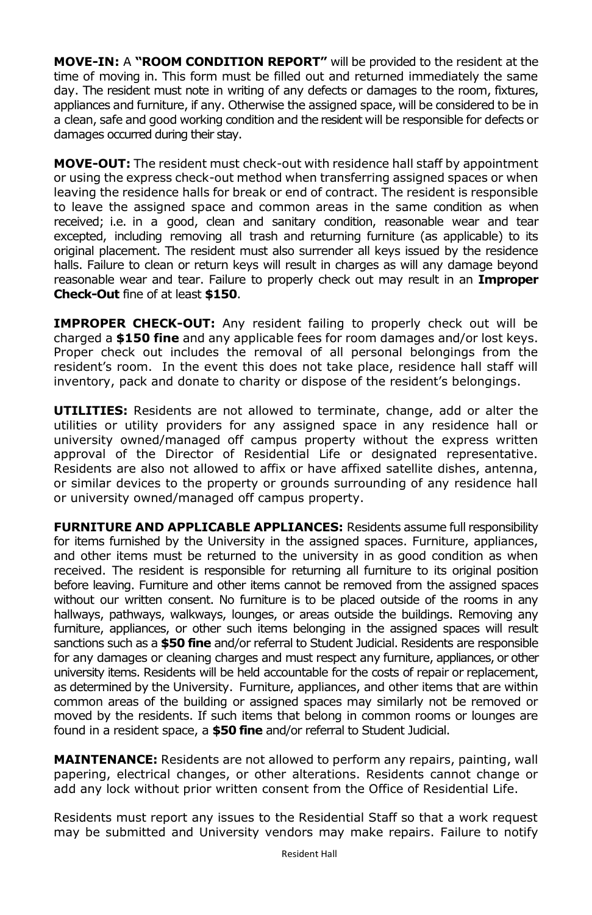**MOVE-IN:** A **"ROOM CONDITION REPORT"** will be provided to the resident at the time of moving in. This form must be filled out and returned immediately the same day. The resident must note in writing of any defects or damages to the room, fixtures, appliances and furniture, if any. Otherwise the assigned space, will be considered to be in a clean, safe and good working condition and the resident will be responsible for defects or damages occurred during their stay.

**MOVE-OUT:** The resident must check-out with residence hall staff by appointment or using the express check-out method when transferring assigned spaces or when leaving the residence halls for break or end of contract. The resident is responsible to leave the assigned space and common areas in the same condition as when received; i.e. in a good, clean and sanitary condition, reasonable wear and tear excepted, including removing all trash and returning furniture (as applicable) to its original placement. The resident must also surrender all keys issued by the residence halls. Failure to clean or return keys will result in charges as will any damage beyond reasonable wear and tear. Failure to properly check out may result in an **Improper Check-Out** fine of at least **$150**.

**IMPROPER CHECK-OUT:** Any resident failing to properly check out will be charged a **$150 fine** and any applicable fees for room damages and/or lost keys. Proper check out includes the removal of all personal belongings from the resident's room. In the event this does not take place, residence hall staff will inventory, pack and donate to charity or dispose of the resident's belongings.

**UTILITIES:** Residents are not allowed to terminate, change, add or alter the utilities or utility providers for any assigned space in any residence hall or university owned/managed off campus property without the express written approval of the Director of Residential Life or designated representative. Residents are also not allowed to affix or have affixed satellite dishes, antenna, or similar devices to the property or grounds surrounding of any residence hall or university owned/managed off campus property.

**FURNITURE AND APPLICABLE APPLIANCES:** Residents assume full responsibility for items furnished by the University in the assigned spaces. Furniture, appliances, and other items must be returned to the university in as good condition as when received. The resident is responsible for returning all furniture to its original position before leaving. Furniture and other items cannot be removed from the assigned spaces without our written consent. No furniture is to be placed outside of the rooms in any hallways, pathways, walkways, lounges, or areas outside the buildings. Removing any furniture, appliances, or other such items belonging in the assigned spaces will result sanctions such as a **$50 fine** and/or referral to Student Judicial. Residents are responsible for any damages or cleaning charges and must respect any furniture, appliances, or other university items. Residents will be held accountable for the costs of repair or replacement, as determined by the University. Furniture, appliances, and other items that are within common areas of the building or assigned spaces may similarly not be removed or moved by the residents. If such items that belong in common rooms or lounges are found in a resident space, a **$50 fine** and/or referral to Student Judicial.

**MAINTENANCE:** Residents are not allowed to perform any repairs, painting, wall papering, electrical changes, or other alterations. Residents cannot change or add any lock without prior written consent from the Office of Residential Life.

Residents must report any issues to the Residential Staff so that a work request may be submitted and University vendors may make repairs. Failure to notify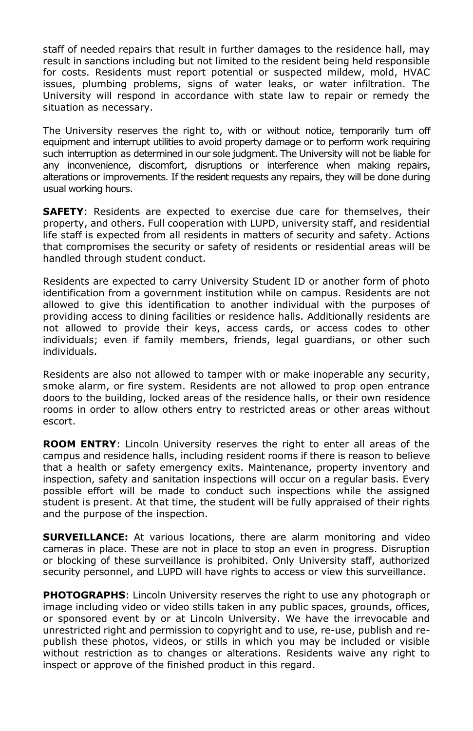staff of needed repairs that result in further damages to the residence hall, may result in sanctions including but not limited to the resident being held responsible for costs. Residents must report potential or suspected mildew, mold, HVAC issues, plumbing problems, signs of water leaks, or water infiltration. The University will respond in accordance with state law to repair or remedy the situation as necessary.

The University reserves the right to, with or without notice, temporarily turn off equipment and interrupt utilities to avoid property damage or to perform work requiring such interruption as determined in our sole judgment. The University will not be liable for any inconvenience, discomfort, disruptions or interference when making repairs, alterations or improvements. If the resident requests any repairs, they will be done during usual working hours.

**SAFETY**: Residents are expected to exercise due care for themselves, their property, and others. Full cooperation with LUPD, university staff, and residential life staff is expected from all residents in matters of security and safety. Actions that compromises the security or safety of residents or residential areas will be handled through student conduct.

Residents are expected to carry University Student ID or another form of photo identification from a government institution while on campus. Residents are not allowed to give this identification to another individual with the purposes of providing access to dining facilities or residence halls. Additionally residents are not allowed to provide their keys, access cards, or access codes to other individuals; even if family members, friends, legal guardians, or other such individuals.

Residents are also not allowed to tamper with or make inoperable any security, smoke alarm, or fire system. Residents are not allowed to prop open entrance doors to the building, locked areas of the residence halls, or their own residence rooms in order to allow others entry to restricted areas or other areas without escort.

**ROOM ENTRY**: Lincoln University reserves the right to enter all areas of the campus and residence halls, including resident rooms if there is reason to believe that a health or safety emergency exits. Maintenance, property inventory and inspection, safety and sanitation inspections will occur on a regular basis. Every possible effort will be made to conduct such inspections while the assigned student is present. At that time, the student will be fully appraised of their rights and the purpose of the inspection.

**SURVEILLANCE:** At various locations, there are alarm monitoring and video cameras in place. These are not in place to stop an even in progress. Disruption or blocking of these surveillance is prohibited. Only University staff, authorized security personnel, and LUPD will have rights to access or view this surveillance.

**PHOTOGRAPHS**: Lincoln University reserves the right to use any photograph or image including video or video stills taken in any public spaces, grounds, offices, or sponsored event by or at Lincoln University. We have the irrevocable and unrestricted right and permission to copyright and to use, re-use, publish and re-publish these photos, videos, or stills in which you may be included or visible without restriction as to changes or alterations. Residents waive any right to inspect or approve of the finished product in this regard.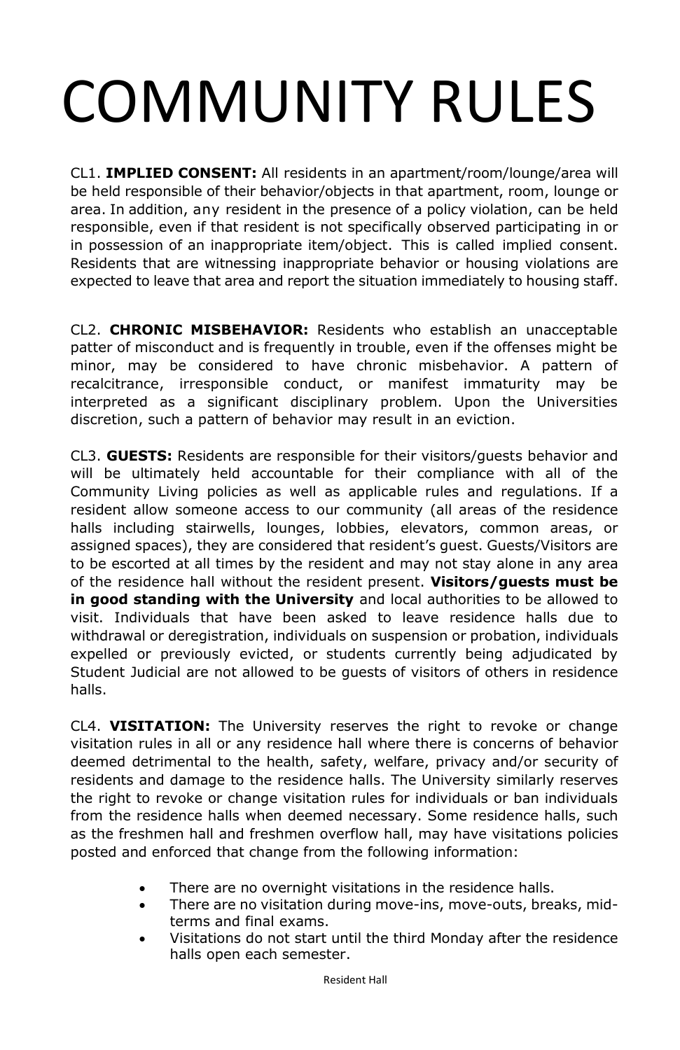# COMMUNITY RULES

CL1. **IMPLIED CONSENT:** All residents in an apartment/room/lounge/area will be held responsible of their behavior/objects in that apartment, room, lounge or area. In addition, any resident in the presence of a policy violation, can be held responsible, even if that resident is not specifically observed participating in or in possession of an inappropriate item/object. This is called implied consent. Residents that are witnessing inappropriate behavior or housing violations are expected to leave that area and report the situation immediately to housing staff.

CL2. **CHRONIC MISBEHAVIOR:** Residents who establish an unacceptable patter of misconduct and is frequently in trouble, even if the offenses might be minor, may be considered to have chronic misbehavior. A pattern of recalcitrance, irresponsible conduct, or manifest immaturity may be interpreted as a significant disciplinary problem. Upon the Universities discretion, such a pattern of behavior may result in an eviction.

CL3. **GUESTS:** Residents are responsible for their visitors/guests behavior and will be ultimately held accountable for their compliance with all of the Community Living policies as well as applicable rules and regulations. If a resident allow someone access to our community (all areas of the residence halls including stairwells, lounges, lobbies, elevators, common areas, or assigned spaces), they are considered that resident's guest. Guests/Visitors are to be escorted at all times by the resident and may not stay alone in any area of the residence hall without the resident present. **Visitors/guests must be in good standing with the University** and local authorities to be allowed to visit. Individuals that have been asked to leave residence halls due to withdrawal or deregistration, individuals on suspension or probation, individuals expelled or previously evicted, or students currently being adjudicated by Student Judicial are not allowed to be guests of visitors of others in residence halls.

CL4. **VISITATION:** The University reserves the right to revoke or change visitation rules in all or any residence hall where there is concerns of behavior deemed detrimental to the health, safety, welfare, privacy and/or security of residents and damage to the residence halls. The University similarly reserves the right to revoke or change visitation rules for individuals or ban individuals from the residence halls when deemed necessary. Some residence halls, such as the freshmen hall and freshmen overflow hall, may have visitations policies posted and enforced that change from the following information:

- There are no overnight visitations in the residence halls.
- There are no visitation during move-ins, move-outs, breaks, mid-terms and final exams.
- Visitations do not start until the third Monday after the residence halls open each semester.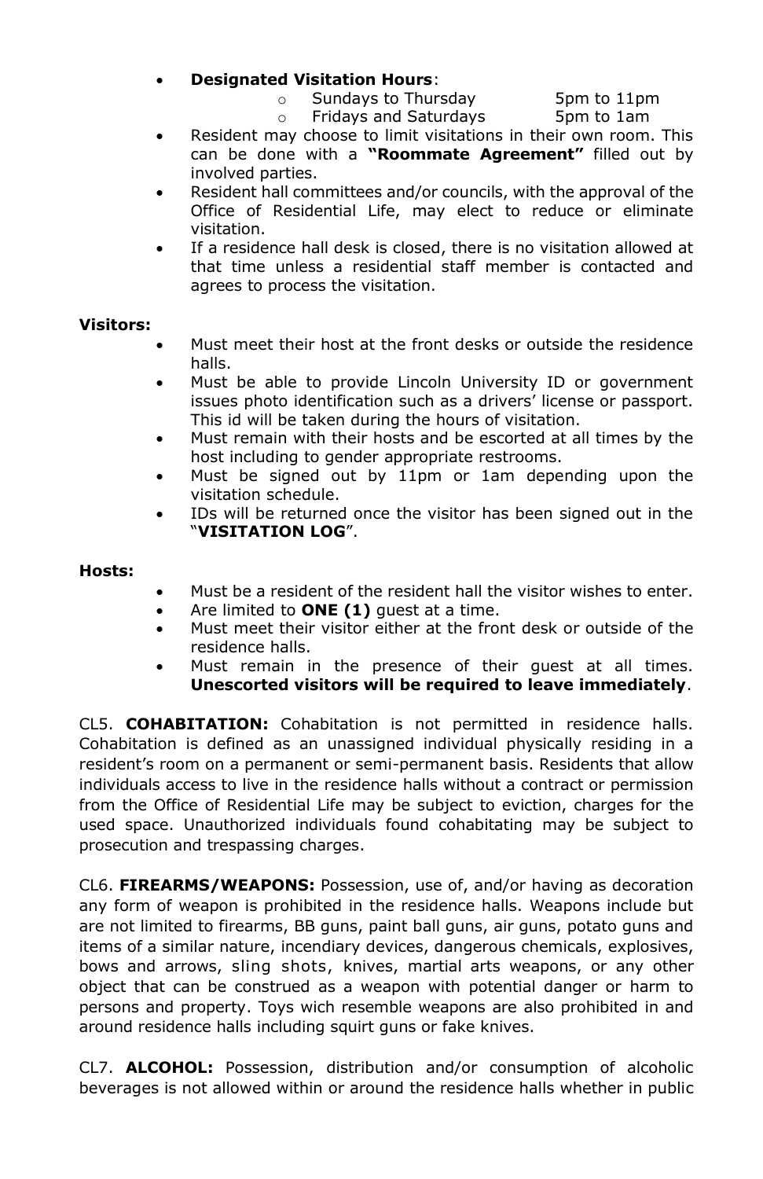- **Designated Visitation Hours**:
  - Sundays to Thursday 5pm to 11pm
  - Fridays and Saturdays 5pm to 1am
- Resident may choose to limit visitations in their own room. This can be done with a **"Roommate Agreement"** filled out by involved parties.
- Resident hall committees and/or councils, with the approval of the Office of Residential Life, may elect to reduce or eliminate visitation.
- If a residence hall desk is closed, there is no visitation allowed at that time unless a residential staff member is contacted and agrees to process the visitation.

**Visitors:**

- Must meet their host at the front desks or outside the residence halls.
- Must be able to provide Lincoln University ID or government issues photo identification such as a drivers' license or passport. This id will be taken during the hours of visitation.
- Must remain with their hosts and be escorted at all times by the host including to gender appropriate restrooms.
- Must be signed out by 11pm or 1am depending upon the visitation schedule.
- IDs will be returned once the visitor has been signed out in the "**VISITATION LOG**".

**Hosts:**

- Must be a resident of the resident hall the visitor wishes to enter.
- Are limited to **ONE (1)** guest at a time.
- Must meet their visitor either at the front desk or outside of the residence halls.
- Must remain in the presence of their guest at all times. **Unescorted visitors will be required to leave immediately**.

CL5. **COHABITATION:** Cohabitation is not permitted in residence halls. Cohabitation is defined as an unassigned individual physically residing in a resident's room on a permanent or semi-permanent basis. Residents that allow individuals access to live in the residence halls without a contract or permission from the Office of Residential Life may be subject to eviction, charges for the used space. Unauthorized individuals found cohabitating may be subject to prosecution and trespassing charges.

CL6. **FIREARMS/WEAPONS:** Possession, use of, and/or having as decoration any form of weapon is prohibited in the residence halls. Weapons include but are not limited to firearms, BB guns, paint ball guns, air guns, potato guns and items of a similar nature, incendiary devices, dangerous chemicals, explosives, bows and arrows, sling shots, knives, martial arts weapons, or any other object that can be construed as a weapon with potential danger or harm to persons and property. Toys wich resemble weapons are also prohibited in and around residence halls including squirt guns or fake knives.

CL7. **ALCOHOL:** Possession, distribution and/or consumption of alcoholic beverages is not allowed within or around the residence halls whether in public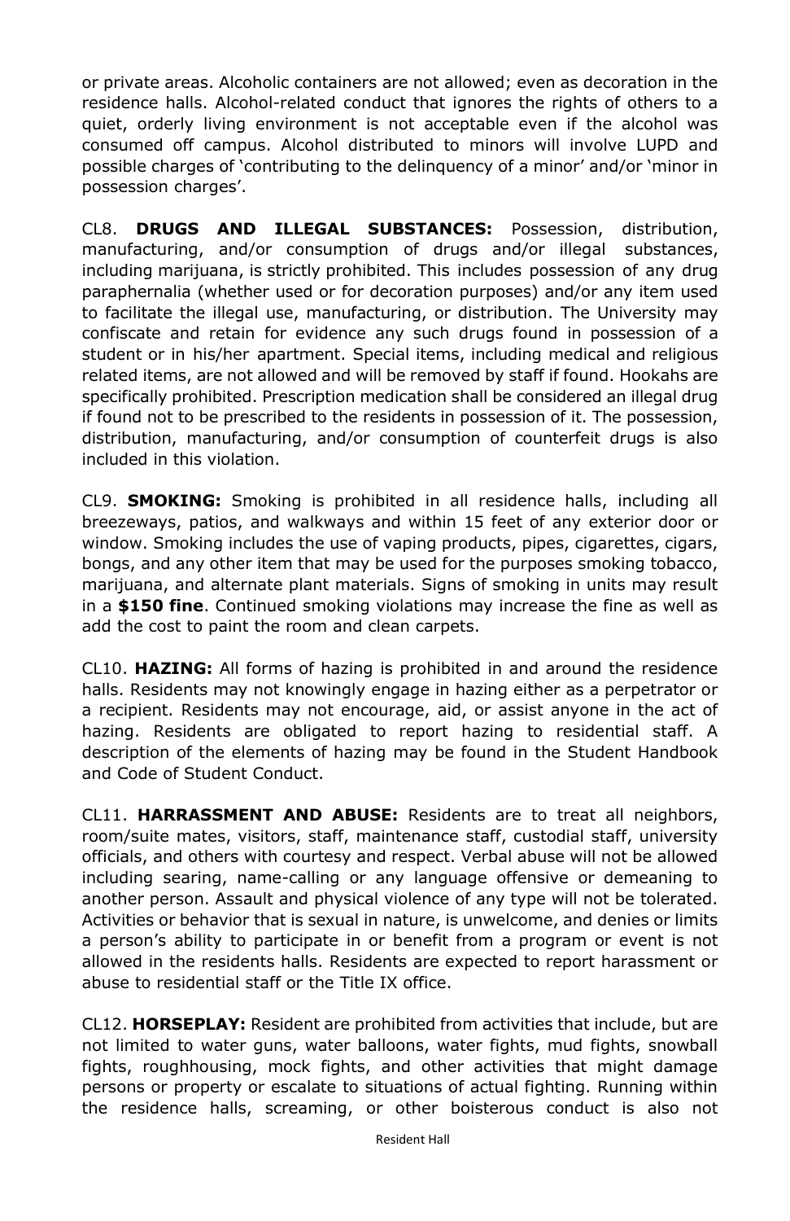or private areas. Alcoholic containers are not allowed; even as decoration in the residence halls. Alcohol-related conduct that ignores the rights of others to a quiet, orderly living environment is not acceptable even if the alcohol was consumed off campus. Alcohol distributed to minors will involve LUPD and possible charges of 'contributing to the delinquency of a minor' and/or 'minor in possession charges'.

CL8. **DRUGS AND ILLEGAL SUBSTANCES:** Possession, distribution, manufacturing, and/or consumption of drugs and/or illegal substances, including marijuana, is strictly prohibited. This includes possession of any drug paraphernalia (whether used or for decoration purposes) and/or any item used to facilitate the illegal use, manufacturing, or distribution. The University may confiscate and retain for evidence any such drugs found in possession of a student or in his/her apartment. Special items, including medical and religious related items, are not allowed and will be removed by staff if found. Hookahs are specifically prohibited. Prescription medication shall be considered an illegal drug if found not to be prescribed to the residents in possession of it. The possession, distribution, manufacturing, and/or consumption of counterfeit drugs is also included in this violation.

CL9. **SMOKING:** Smoking is prohibited in all residence halls, including all breezeways, patios, and walkways and within 15 feet of any exterior door or window. Smoking includes the use of vaping products, pipes, cigarettes, cigars, bongs, and any other item that may be used for the purposes smoking tobacco, marijuana, and alternate plant materials. Signs of smoking in units may result in a **$150 fine**. Continued smoking violations may increase the fine as well as add the cost to paint the room and clean carpets.

CL10. **HAZING:** All forms of hazing is prohibited in and around the residence halls. Residents may not knowingly engage in hazing either as a perpetrator or a recipient. Residents may not encourage, aid, or assist anyone in the act of hazing. Residents are obligated to report hazing to residential staff. A description of the elements of hazing may be found in the Student Handbook and Code of Student Conduct.

CL11. **HARRASSMENT AND ABUSE:** Residents are to treat all neighbors, room/suite mates, visitors, staff, maintenance staff, custodial staff, university officials, and others with courtesy and respect. Verbal abuse will not be allowed including searing, name-calling or any language offensive or demeaning to another person. Assault and physical violence of any type will not be tolerated. Activities or behavior that is sexual in nature, is unwelcome, and denies or limits a person's ability to participate in or benefit from a program or event is not allowed in the residents halls. Residents are expected to report harassment or abuse to residential staff or the Title IX office.

CL12. **HORSEPLAY:** Resident are prohibited from activities that include, but are not limited to water guns, water balloons, water fights, mud fights, snowball fights, roughhousing, mock fights, and other activities that might damage persons or property or escalate to situations of actual fighting. Running within the residence halls, screaming, or other boisterous conduct is also not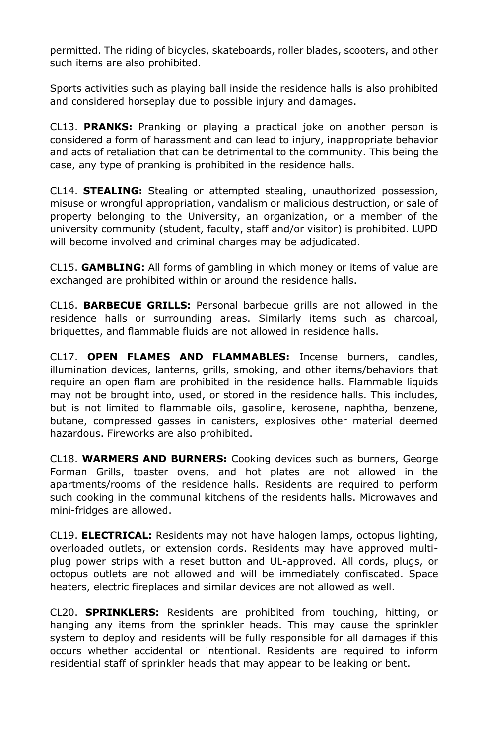permitted. The riding of bicycles, skateboards, roller blades, scooters, and other such items are also prohibited.

Sports activities such as playing ball inside the residence halls is also prohibited and considered horseplay due to possible injury and damages.

CL13. **PRANKS:** Pranking or playing a practical joke on another person is considered a form of harassment and can lead to injury, inappropriate behavior and acts of retaliation that can be detrimental to the community. This being the case, any type of pranking is prohibited in the residence halls.

CL14. **STEALING:** Stealing or attempted stealing, unauthorized possession, misuse or wrongful appropriation, vandalism or malicious destruction, or sale of property belonging to the University, an organization, or a member of the university community (student, faculty, staff and/or visitor) is prohibited. LUPD will become involved and criminal charges may be adjudicated.

CL15. **GAMBLING:** All forms of gambling in which money or items of value are exchanged are prohibited within or around the residence halls.

CL16. **BARBECUE GRILLS:** Personal barbecue grills are not allowed in the residence halls or surrounding areas. Similarly items such as charcoal, briquettes, and flammable fluids are not allowed in residence halls.

CL17. **OPEN FLAMES AND FLAMMABLES:** Incense burners, candles, illumination devices, lanterns, grills, smoking, and other items/behaviors that require an open flam are prohibited in the residence halls. Flammable liquids may not be brought into, used, or stored in the residence halls. This includes, but is not limited to flammable oils, gasoline, kerosene, naphtha, benzene, butane, compressed gasses in canisters, explosives other material deemed hazardous. Fireworks are also prohibited.

CL18. **WARMERS AND BURNERS:** Cooking devices such as burners, George Forman Grills, toaster ovens, and hot plates are not allowed in the apartments/rooms of the residence halls. Residents are required to perform such cooking in the communal kitchens of the residents halls. Microwaves and mini-fridges are allowed.

CL19. **ELECTRICAL:** Residents may not have halogen lamps, octopus lighting, overloaded outlets, or extension cords. Residents may have approved multi-plug power strips with a reset button and UL-approved. All cords, plugs, or octopus outlets are not allowed and will be immediately confiscated. Space heaters, electric fireplaces and similar devices are not allowed as well.

CL20. **SPRINKLERS:** Residents are prohibited from touching, hitting, or hanging any items from the sprinkler heads. This may cause the sprinkler system to deploy and residents will be fully responsible for all damages if this occurs whether accidental or intentional. Residents are required to inform residential staff of sprinkler heads that may appear to be leaking or bent.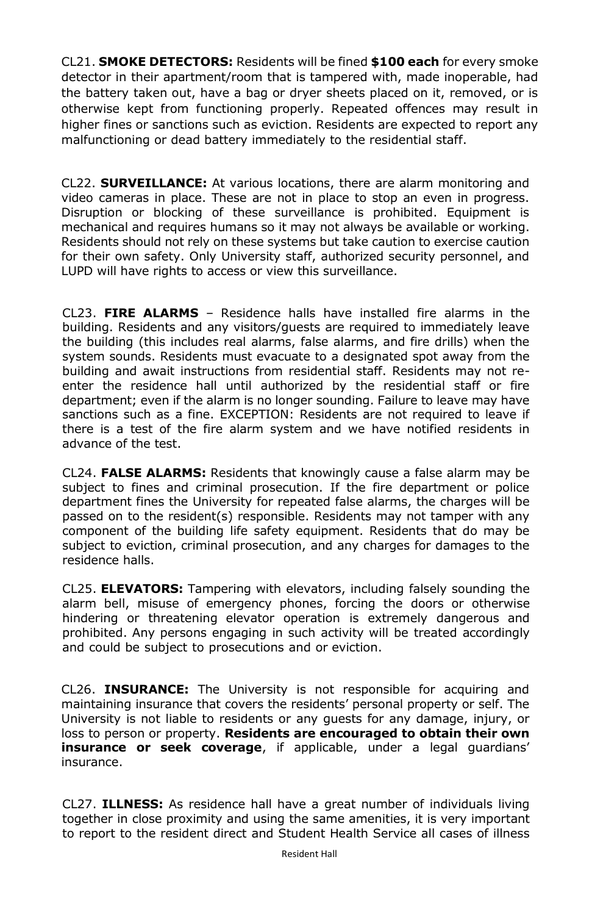CL21. **SMOKE DETECTORS:** Residents will be fined **$100 each** for every smoke detector in their apartment/room that is tampered with, made inoperable, had the battery taken out, have a bag or dryer sheets placed on it, removed, or is otherwise kept from functioning properly. Repeated offences may result in higher fines or sanctions such as eviction. Residents are expected to report any malfunctioning or dead battery immediately to the residential staff.

CL22. **SURVEILLANCE:** At various locations, there are alarm monitoring and video cameras in place. These are not in place to stop an even in progress. Disruption or blocking of these surveillance is prohibited. Equipment is mechanical and requires humans so it may not always be available or working. Residents should not rely on these systems but take caution to exercise caution for their own safety. Only University staff, authorized security personnel, and LUPD will have rights to access or view this surveillance.

CL23. **FIRE ALARMS** – Residence halls have installed fire alarms in the building. Residents and any visitors/guests are required to immediately leave the building (this includes real alarms, false alarms, and fire drills) when the system sounds. Residents must evacuate to a designated spot away from the building and await instructions from residential staff. Residents may not re-enter the residence hall until authorized by the residential staff or fire department; even if the alarm is no longer sounding. Failure to leave may have sanctions such as a fine. EXCEPTION: Residents are not required to leave if there is a test of the fire alarm system and we have notified residents in advance of the test.

CL24. **FALSE ALARMS:** Residents that knowingly cause a false alarm may be subject to fines and criminal prosecution. If the fire department or police department fines the University for repeated false alarms, the charges will be passed on to the resident(s) responsible. Residents may not tamper with any component of the building life safety equipment. Residents that do may be subject to eviction, criminal prosecution, and any charges for damages to the residence halls.

CL25. **ELEVATORS:** Tampering with elevators, including falsely sounding the alarm bell, misuse of emergency phones, forcing the doors or otherwise hindering or threatening elevator operation is extremely dangerous and prohibited. Any persons engaging in such activity will be treated accordingly and could be subject to prosecutions and or eviction.

CL26. **INSURANCE:** The University is not responsible for acquiring and maintaining insurance that covers the residents' personal property or self. The University is not liable to residents or any guests for any damage, injury, or loss to person or property. **Residents are encouraged to obtain their own insurance or seek coverage**, if applicable, under a legal guardians' insurance.

CL27. **ILLNESS:** As residence hall have a great number of individuals living together in close proximity and using the same amenities, it is very important to report to the resident direct and Student Health Service all cases of illness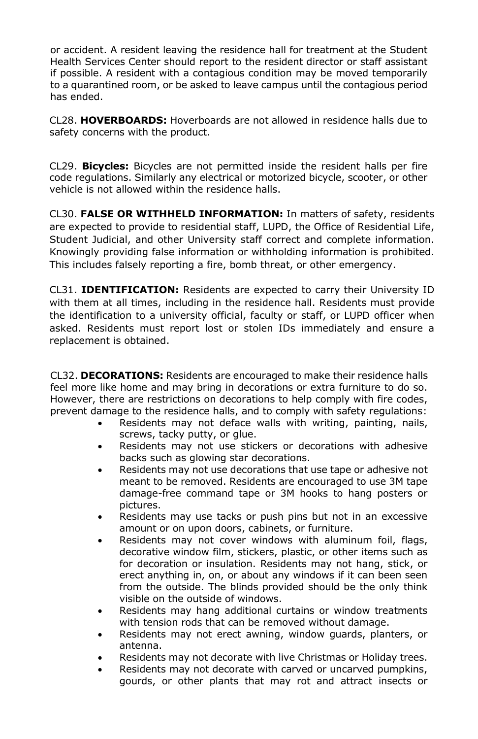or accident. A resident leaving the residence hall for treatment at the Student Health Services Center should report to the resident director or staff assistant if possible. A resident with a contagious condition may be moved temporarily to a quarantined room, or be asked to leave campus until the contagious period has ended.

CL28. **HOVERBOARDS:** Hoverboards are not allowed in residence halls due to safety concerns with the product.

CL29. **Bicycles:** Bicycles are not permitted inside the resident halls per fire code regulations. Similarly any electrical or motorized bicycle, scooter, or other vehicle is not allowed within the residence halls.

CL30. **FALSE OR WITHHELD INFORMATION:** In matters of safety, residents are expected to provide to residential staff, LUPD, the Office of Residential Life, Student Judicial, and other University staff correct and complete information. Knowingly providing false information or withholding information is prohibited. This includes falsely reporting a fire, bomb threat, or other emergency.

CL31. **IDENTIFICATION:** Residents are expected to carry their University ID with them at all times, including in the residence hall. Residents must provide the identification to a university official, faculty or staff, or LUPD officer when asked. Residents must report lost or stolen IDs immediately and ensure a replacement is obtained.

CL32. **DECORATIONS:** Residents are encouraged to make their residence halls feel more like home and may bring in decorations or extra furniture to do so. However, there are restrictions on decorations to help comply with fire codes, prevent damage to the residence halls, and to comply with safety regulations:

- Residents may not deface walls with writing, painting, nails, screws, tacky putty, or glue.
- Residents may not use stickers or decorations with adhesive backs such as glowing star decorations.
- Residents may not use decorations that use tape or adhesive not meant to be removed. Residents are encouraged to use 3M tape damage-free command tape or 3M hooks to hang posters or pictures.
- Residents may use tacks or push pins but not in an excessive amount or on upon doors, cabinets, or furniture.
- Residents may not cover windows with aluminum foil, flags, decorative window film, stickers, plastic, or other items such as for decoration or insulation. Residents may not hang, stick, or erect anything in, on, or about any windows if it can been seen from the outside. The blinds provided should be the only think visible on the outside of windows.
- Residents may hang additional curtains or window treatments with tension rods that can be removed without damage.
- Residents may not erect awning, window guards, planters, or antenna.
- Residents may not decorate with live Christmas or Holiday trees.
- Residents may not decorate with carved or uncarved pumpkins, gourds, or other plants that may rot and attract insects or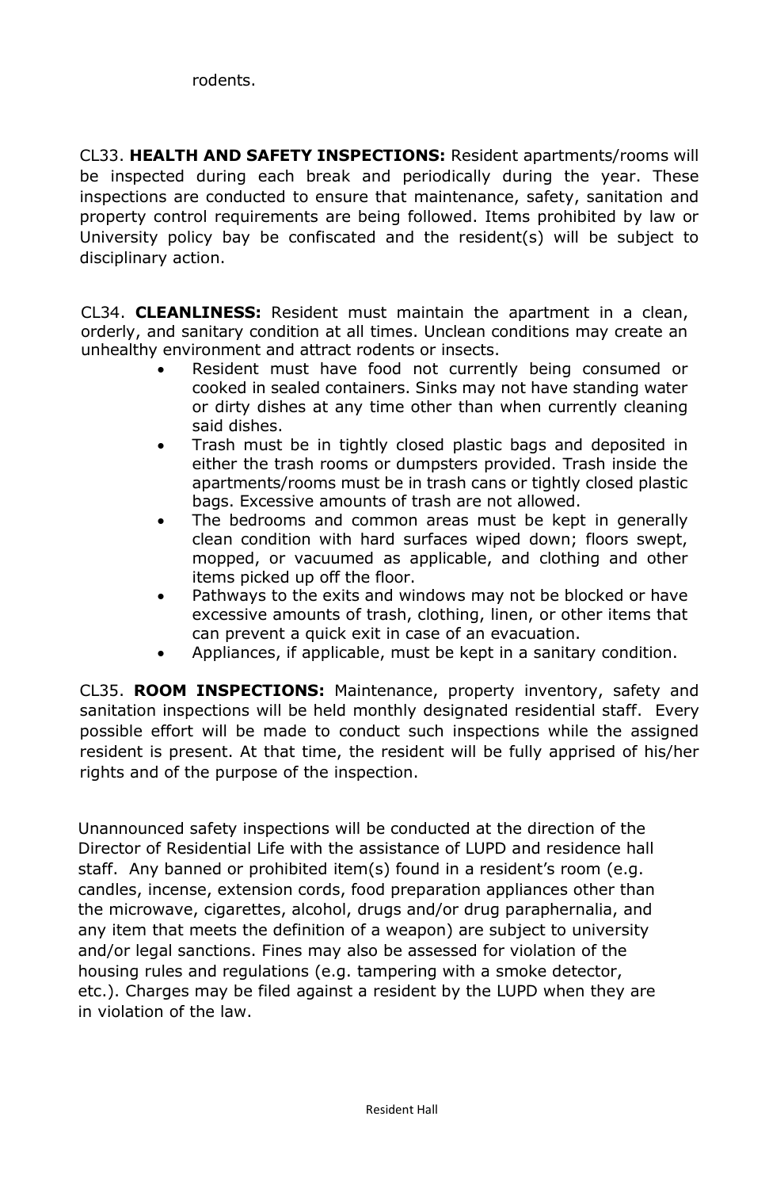rodents.

CL33. **HEALTH AND SAFETY INSPECTIONS:** Resident apartments/rooms will be inspected during each break and periodically during the year. These inspections are conducted to ensure that maintenance, safety, sanitation and property control requirements are being followed. Items prohibited by law or University policy bay be confiscated and the resident(s) will be subject to disciplinary action.

CL34. **CLEANLINESS:** Resident must maintain the apartment in a clean, orderly, and sanitary condition at all times. Unclean conditions may create an unhealthy environment and attract rodents or insects.

- Resident must have food not currently being consumed or cooked in sealed containers. Sinks may not have standing water or dirty dishes at any time other than when currently cleaning said dishes.
- Trash must be in tightly closed plastic bags and deposited in either the trash rooms or dumpsters provided. Trash inside the apartments/rooms must be in trash cans or tightly closed plastic bags. Excessive amounts of trash are not allowed.
- The bedrooms and common areas must be kept in generally clean condition with hard surfaces wiped down; floors swept, mopped, or vacuumed as applicable, and clothing and other items picked up off the floor.
- Pathways to the exits and windows may not be blocked or have excessive amounts of trash, clothing, linen, or other items that can prevent a quick exit in case of an evacuation.
- Appliances, if applicable, must be kept in a sanitary condition.

CL35. **ROOM INSPECTIONS:** Maintenance, property inventory, safety and sanitation inspections will be held monthly designated residential staff. Every possible effort will be made to conduct such inspections while the assigned resident is present. At that time, the resident will be fully apprised of his/her rights and of the purpose of the inspection.

Unannounced safety inspections will be conducted at the direction of the Director of Residential Life with the assistance of LUPD and residence hall staff. Any banned or prohibited item(s) found in a resident's room (e.g. candles, incense, extension cords, food preparation appliances other than the microwave, cigarettes, alcohol, drugs and/or drug paraphernalia, and any item that meets the definition of a weapon) are subject to university and/or legal sanctions. Fines may also be assessed for violation of the housing rules and regulations (e.g. tampering with a smoke detector, etc.). Charges may be filed against a resident by the LUPD when they are in violation of the law.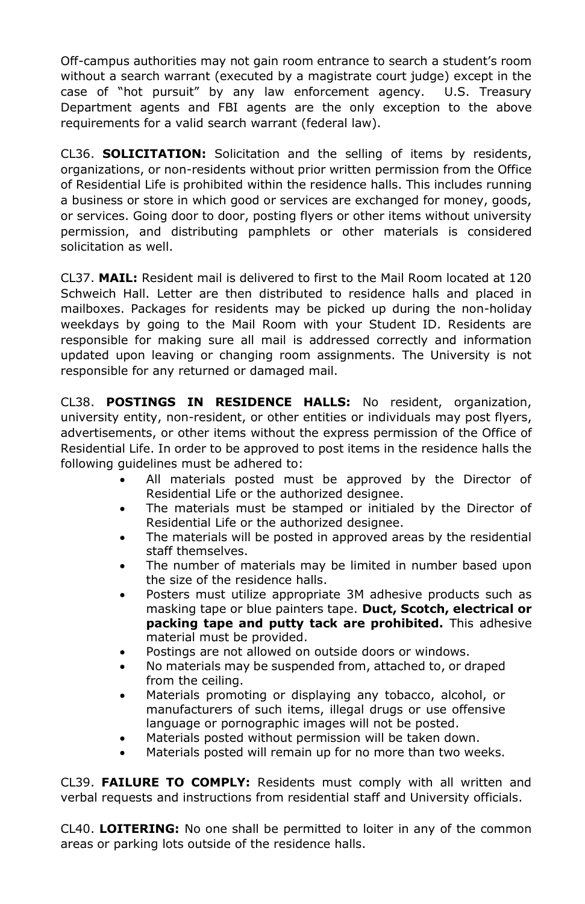Off-campus authorities may not gain room entrance to search a student's room without a search warrant (executed by a magistrate court judge) except in the case of "hot pursuit" by any law enforcement agency. U.S. Treasury Department agents and FBI agents are the only exception to the above requirements for a valid search warrant (federal law).

CL36. **SOLICITATION:** Solicitation and the selling of items by residents, organizations, or non-residents without prior written permission from the Office of Residential Life is prohibited within the residence halls. This includes running a business or store in which good or services are exchanged for money, goods, or services. Going door to door, posting flyers or other items without university permission, and distributing pamphlets or other materials is considered solicitation as well.

CL37. **MAIL:** Resident mail is delivered to first to the Mail Room located at 120 Schweich Hall. Letter are then distributed to residence halls and placed in mailboxes. Packages for residents may be picked up during the non-holiday weekdays by going to the Mail Room with your Student ID. Residents are responsible for making sure all mail is addressed correctly and information updated upon leaving or changing room assignments. The University is not responsible for any returned or damaged mail.

CL38. **POSTINGS IN RESIDENCE HALLS:** No resident, organization, university entity, non-resident, or other entities or individuals may post flyers, advertisements, or other items without the express permission of the Office of Residential Life. In order to be approved to post items in the residence halls the following guidelines must be adhered to:

- All materials posted must be approved by the Director of Residential Life or the authorized designee.
- The materials must be stamped or initialed by the Director of Residential Life or the authorized designee.
- The materials will be posted in approved areas by the residential staff themselves.
- The number of materials may be limited in number based upon the size of the residence halls.
- Posters must utilize appropriate 3M adhesive products such as masking tape or blue painters tape. **Duct, Scotch, electrical or packing tape and putty tack are prohibited.** This adhesive material must be provided.
- Postings are not allowed on outside doors or windows.
- No materials may be suspended from, attached to, or draped from the ceiling.
- Materials promoting or displaying any tobacco, alcohol, or manufacturers of such items, illegal drugs or use offensive language or pornographic images will not be posted.
- Materials posted without permission will be taken down.
- Materials posted will remain up for no more than two weeks.

CL39. **FAILURE TO COMPLY:** Residents must comply with all written and verbal requests and instructions from residential staff and University officials.

CL40. **LOITERING:** No one shall be permitted to loiter in any of the common areas or parking lots outside of the residence halls.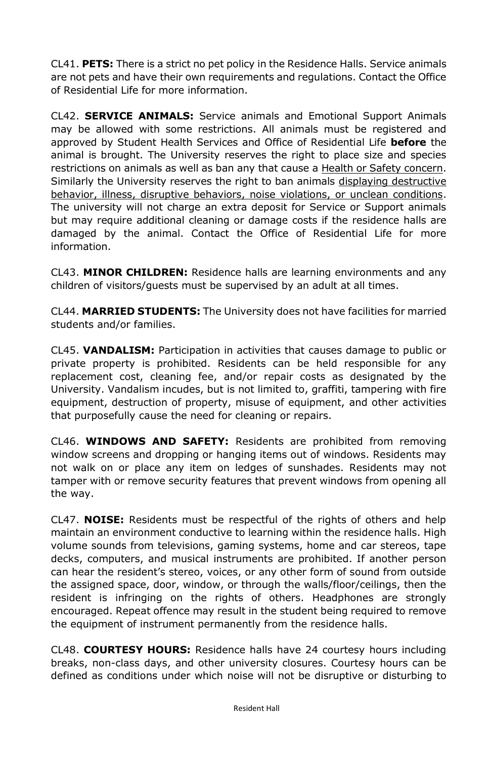CL41. **PETS:** There is a strict no pet policy in the Residence Halls. Service animals are not pets and have their own requirements and regulations. Contact the Office of Residential Life for more information.

CL42. **SERVICE ANIMALS:** Service animals and Emotional Support Animals may be allowed with some restrictions. All animals must be registered and approved by Student Health Services and Office of Residential Life **before** the animal is brought. The University reserves the right to place size and species restrictions on animals as well as ban any that cause a <u>Health or Safety concern</u>. Similarly the University reserves the right to ban animals <u>displaying destructive behavior, illness, disruptive behaviors, noise violations, or unclean conditions</u>. The university will not charge an extra deposit for Service or Support animals but may require additional cleaning or damage costs if the residence halls are damaged by the animal. Contact the Office of Residential Life for more information.

CL43. **MINOR CHILDREN:** Residence halls are learning environments and any children of visitors/guests must be supervised by an adult at all times.

CL44. **MARRIED STUDENTS:** The University does not have facilities for married students and/or families.

CL45. **VANDALISM:** Participation in activities that causes damage to public or private property is prohibited. Residents can be held responsible for any replacement cost, cleaning fee, and/or repair costs as designated by the University. Vandalism incudes, but is not limited to, graffiti, tampering with fire equipment, destruction of property, misuse of equipment, and other activities that purposefully cause the need for cleaning or repairs.

CL46. **WINDOWS AND SAFETY:** Residents are prohibited from removing window screens and dropping or hanging items out of windows. Residents may not walk on or place any item on ledges of sunshades. Residents may not tamper with or remove security features that prevent windows from opening all the way.

CL47. **NOISE:** Residents must be respectful of the rights of others and help maintain an environment conductive to learning within the residence halls. High volume sounds from televisions, gaming systems, home and car stereos, tape decks, computers, and musical instruments are prohibited. If another person can hear the resident's stereo, voices, or any other form of sound from outside the assigned space, door, window, or through the walls/floor/ceilings, then the resident is infringing on the rights of others. Headphones are strongly encouraged. Repeat offence may result in the student being required to remove the equipment of instrument permanently from the residence halls.

CL48. **COURTESY HOURS:** Residence halls have 24 courtesy hours including breaks, non-class days, and other university closures. Courtesy hours can be defined as conditions under which noise will not be disruptive or disturbing to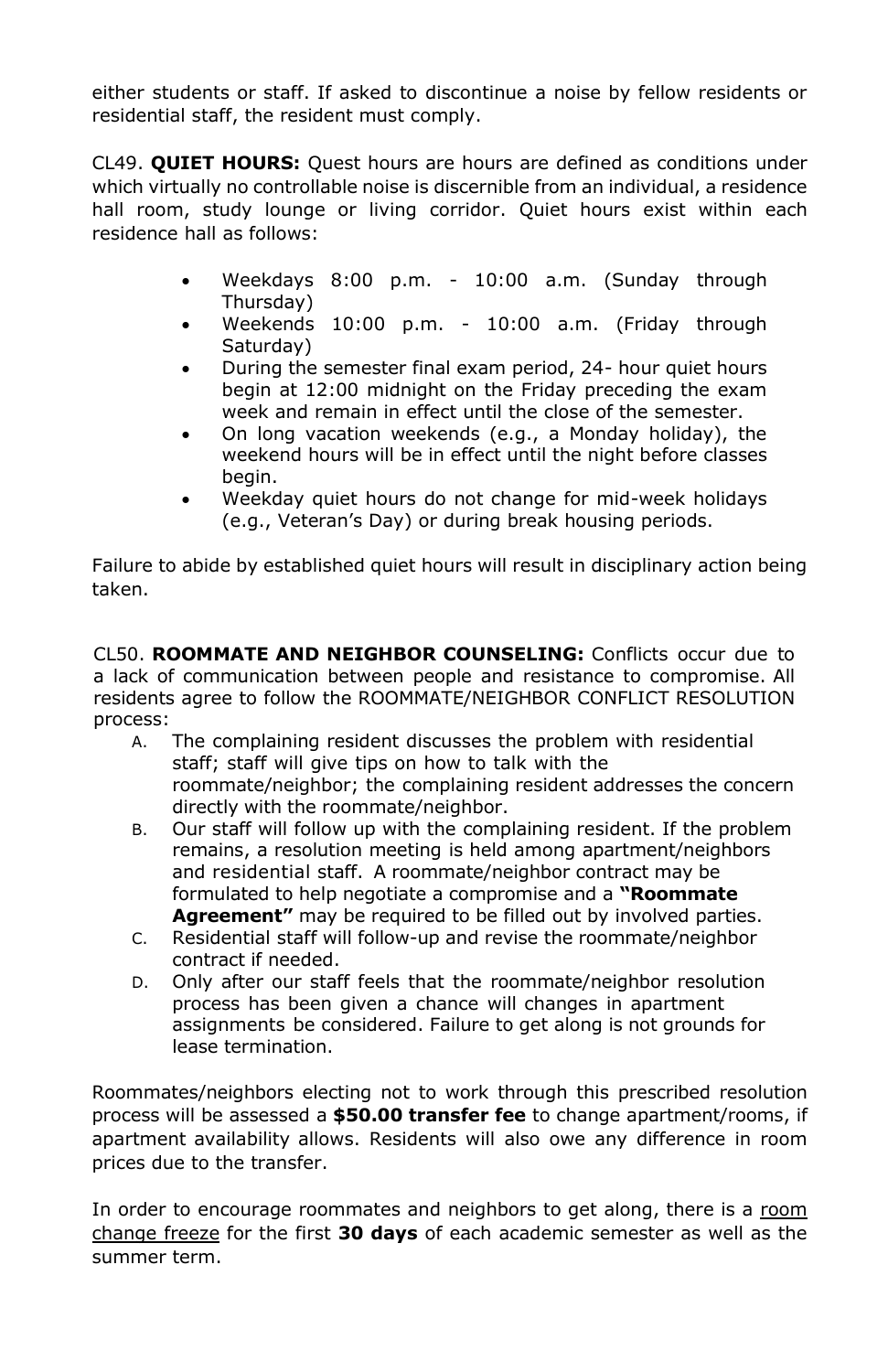either students or staff. If asked to discontinue a noise by fellow residents or residential staff, the resident must comply.

CL49. **QUIET HOURS:** Quest hours are hours are defined as conditions under which virtually no controllable noise is discernible from an individual, a residence hall room, study lounge or living corridor. Quiet hours exist within each residence hall as follows:

- Weekdays 8:00 p.m. - 10:00 a.m. (Sunday through Thursday)
- Weekends 10:00 p.m. - 10:00 a.m. (Friday through Saturday)
- During the semester final exam period, 24- hour quiet hours begin at 12:00 midnight on the Friday preceding the exam week and remain in effect until the close of the semester.
- On long vacation weekends (e.g., a Monday holiday), the weekend hours will be in effect until the night before classes begin.
- Weekday quiet hours do not change for mid-week holidays (e.g., Veteran's Day) or during break housing periods.

Failure to abide by established quiet hours will result in disciplinary action being taken.

CL50. **ROOMMATE AND NEIGHBOR COUNSELING:** Conflicts occur due to a lack of communication between people and resistance to compromise. All residents agree to follow the ROOMMATE/NEIGHBOR CONFLICT RESOLUTION process:

A. The complaining resident discusses the problem with residential staff; staff will give tips on how to talk with the roommate/neighbor; the complaining resident addresses the concern directly with the roommate/neighbor.
B. Our staff will follow up with the complaining resident. If the problem remains, a resolution meeting is held among apartment/neighbors and residential staff. A roommate/neighbor contract may be formulated to help negotiate a compromise and a **"Roommate Agreement"** may be required to be filled out by involved parties.
C. Residential staff will follow-up and revise the roommate/neighbor contract if needed.
D. Only after our staff feels that the roommate/neighbor resolution process has been given a chance will changes in apartment assignments be considered. Failure to get along is not grounds for lease termination.

Roommates/neighbors electing not to work through this prescribed resolution process will be assessed a **$50.00 transfer fee** to change apartment/rooms, if apartment availability allows. Residents will also owe any difference in room prices due to the transfer.

In order to encourage roommates and neighbors to get along, there is a room change freeze for the first **30 days** of each academic semester as well as the summer term.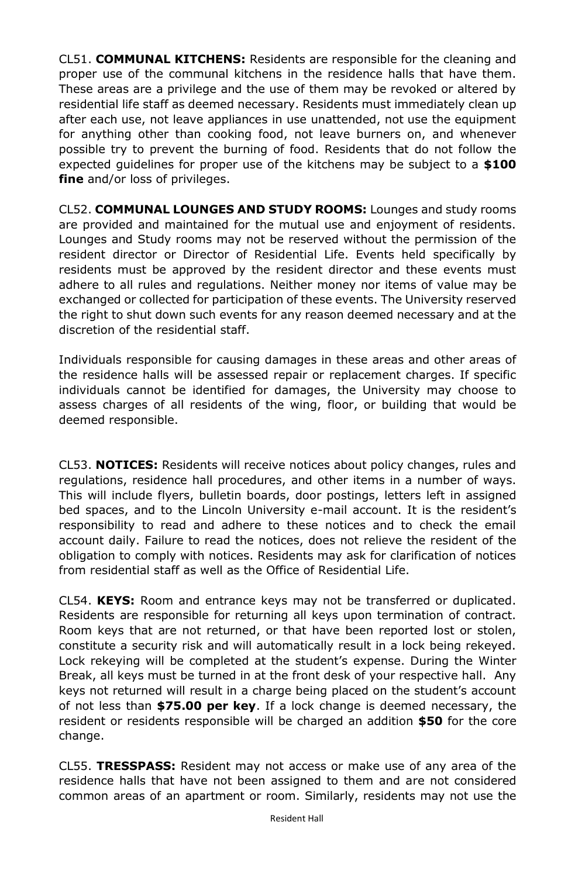CL51. **COMMUNAL KITCHENS:** Residents are responsible for the cleaning and proper use of the communal kitchens in the residence halls that have them. These areas are a privilege and the use of them may be revoked or altered by residential life staff as deemed necessary. Residents must immediately clean up after each use, not leave appliances in use unattended, not use the equipment for anything other than cooking food, not leave burners on, and whenever possible try to prevent the burning of food. Residents that do not follow the expected guidelines for proper use of the kitchens may be subject to a **$100 fine** and/or loss of privileges.

CL52. **COMMUNAL LOUNGES AND STUDY ROOMS:** Lounges and study rooms are provided and maintained for the mutual use and enjoyment of residents. Lounges and Study rooms may not be reserved without the permission of the resident director or Director of Residential Life. Events held specifically by residents must be approved by the resident director and these events must adhere to all rules and regulations. Neither money nor items of value may be exchanged or collected for participation of these events. The University reserved the right to shut down such events for any reason deemed necessary and at the discretion of the residential staff.

Individuals responsible for causing damages in these areas and other areas of the residence halls will be assessed repair or replacement charges. If specific individuals cannot be identified for damages, the University may choose to assess charges of all residents of the wing, floor, or building that would be deemed responsible.

CL53. **NOTICES:** Residents will receive notices about policy changes, rules and regulations, residence hall procedures, and other items in a number of ways. This will include flyers, bulletin boards, door postings, letters left in assigned bed spaces, and to the Lincoln University e-mail account. It is the resident's responsibility to read and adhere to these notices and to check the email account daily. Failure to read the notices, does not relieve the resident of the obligation to comply with notices. Residents may ask for clarification of notices from residential staff as well as the Office of Residential Life.

CL54. **KEYS:** Room and entrance keys may not be transferred or duplicated. Residents are responsible for returning all keys upon termination of contract. Room keys that are not returned, or that have been reported lost or stolen, constitute a security risk and will automatically result in a lock being rekeyed. Lock rekeying will be completed at the student's expense. During the Winter Break, all keys must be turned in at the front desk of your respective hall. Any keys not returned will result in a charge being placed on the student's account of not less than **$75.00 per key**. If a lock change is deemed necessary, the resident or residents responsible will be charged an addition **$50** for the core change.

CL55. **TRESSPASS:** Resident may not access or make use of any area of the residence halls that have not been assigned to them and are not considered common areas of an apartment or room. Similarly, residents may not use the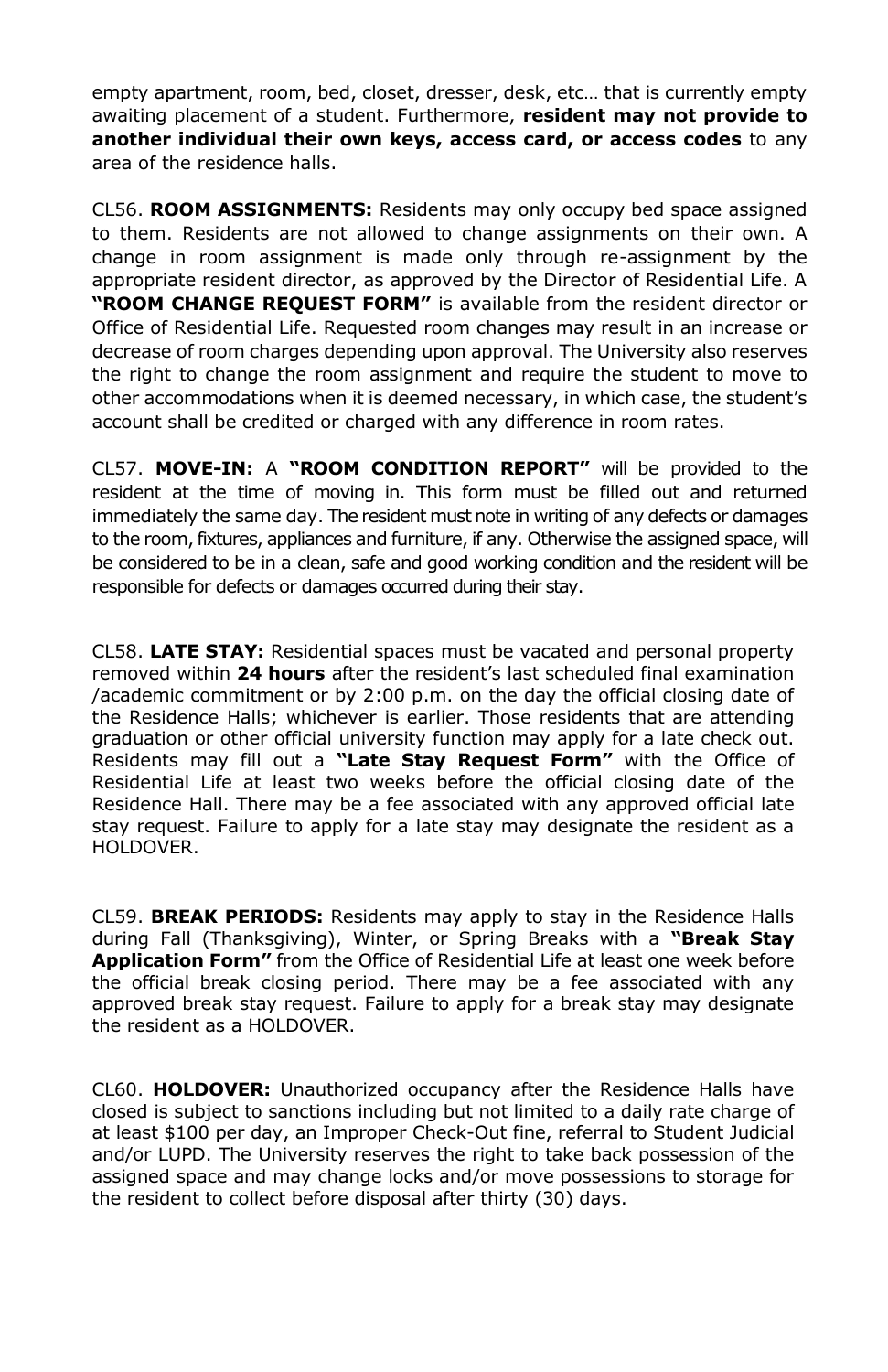empty apartment, room, bed, closet, dresser, desk, etc… that is currently empty awaiting placement of a student. Furthermore, **resident may not provide to another individual their own keys, access card, or access codes** to any area of the residence halls.

CL56. **ROOM ASSIGNMENTS:** Residents may only occupy bed space assigned to them. Residents are not allowed to change assignments on their own. A change in room assignment is made only through re-assignment by the appropriate resident director, as approved by the Director of Residential Life. A **"ROOM CHANGE REQUEST FORM"** is available from the resident director or Office of Residential Life. Requested room changes may result in an increase or decrease of room charges depending upon approval. The University also reserves the right to change the room assignment and require the student to move to other accommodations when it is deemed necessary, in which case, the student's account shall be credited or charged with any difference in room rates.

CL57. **MOVE-IN:** A **"ROOM CONDITION REPORT"** will be provided to the resident at the time of moving in. This form must be filled out and returned immediately the same day. The resident must note in writing of any defects or damages to the room, fixtures, appliances and furniture, if any. Otherwise the assigned space, will be considered to be in a clean, safe and good working condition and the resident will be responsible for defects or damages occurred during their stay.

CL58. **LATE STAY:** Residential spaces must be vacated and personal property removed within **24 hours** after the resident's last scheduled final examination /academic commitment or by 2:00 p.m. on the day the official closing date of the Residence Halls; whichever is earlier. Those residents that are attending graduation or other official university function may apply for a late check out. Residents may fill out a **"Late Stay Request Form"** with the Office of Residential Life at least two weeks before the official closing date of the Residence Hall. There may be a fee associated with any approved official late stay request. Failure to apply for a late stay may designate the resident as a HOLDOVER.

CL59. **BREAK PERIODS:** Residents may apply to stay in the Residence Halls during Fall (Thanksgiving), Winter, or Spring Breaks with a **"Break Stay Application Form"** from the Office of Residential Life at least one week before the official break closing period. There may be a fee associated with any approved break stay request. Failure to apply for a break stay may designate the resident as a HOLDOVER.

CL60. **HOLDOVER:** Unauthorized occupancy after the Residence Halls have closed is subject to sanctions including but not limited to a daily rate charge of at least $100 per day, an Improper Check-Out fine, referral to Student Judicial and/or LUPD. The University reserves the right to take back possession of the assigned space and may change locks and/or move possessions to storage for the resident to collect before disposal after thirty (30) days.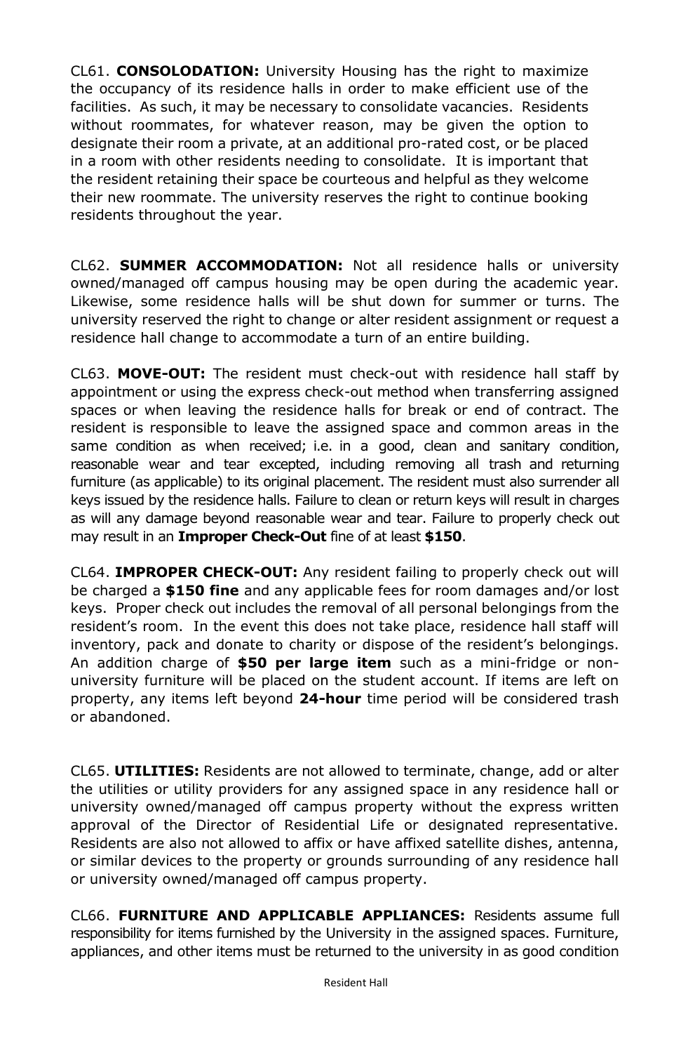CL61. **CONSOLODATION:** University Housing has the right to maximize the occupancy of its residence halls in order to make efficient use of the facilities. As such, it may be necessary to consolidate vacancies. Residents without roommates, for whatever reason, may be given the option to designate their room a private, at an additional pro-rated cost, or be placed in a room with other residents needing to consolidate. It is important that the resident retaining their space be courteous and helpful as they welcome their new roommate. The university reserves the right to continue booking residents throughout the year.

CL62. **SUMMER ACCOMMODATION:** Not all residence halls or university owned/managed off campus housing may be open during the academic year. Likewise, some residence halls will be shut down for summer or turns. The university reserved the right to change or alter resident assignment or request a residence hall change to accommodate a turn of an entire building.

CL63. **MOVE-OUT:** The resident must check-out with residence hall staff by appointment or using the express check-out method when transferring assigned spaces or when leaving the residence halls for break or end of contract. The resident is responsible to leave the assigned space and common areas in the same condition as when received; i.e. in a good, clean and sanitary condition, reasonable wear and tear excepted, including removing all trash and returning furniture (as applicable) to its original placement. The resident must also surrender all keys issued by the residence halls. Failure to clean or return keys will result in charges as will any damage beyond reasonable wear and tear. Failure to properly check out may result in an **Improper Check-Out** fine of at least **$150**.

CL64. **IMPROPER CHECK-OUT:** Any resident failing to properly check out will be charged a **$150 fine** and any applicable fees for room damages and/or lost keys. Proper check out includes the removal of all personal belongings from the resident's room. In the event this does not take place, residence hall staff will inventory, pack and donate to charity or dispose of the resident's belongings. An addition charge of **$50 per large item** such as a mini-fridge or non-university furniture will be placed on the student account. If items are left on property, any items left beyond **24-hour** time period will be considered trash or abandoned.

CL65. **UTILITIES:** Residents are not allowed to terminate, change, add or alter the utilities or utility providers for any assigned space in any residence hall or university owned/managed off campus property without the express written approval of the Director of Residential Life or designated representative. Residents are also not allowed to affix or have affixed satellite dishes, antenna, or similar devices to the property or grounds surrounding of any residence hall or university owned/managed off campus property.

CL66. **FURNITURE AND APPLICABLE APPLIANCES:** Residents assume full responsibility for items furnished by the University in the assigned spaces. Furniture, appliances, and other items must be returned to the university in as good condition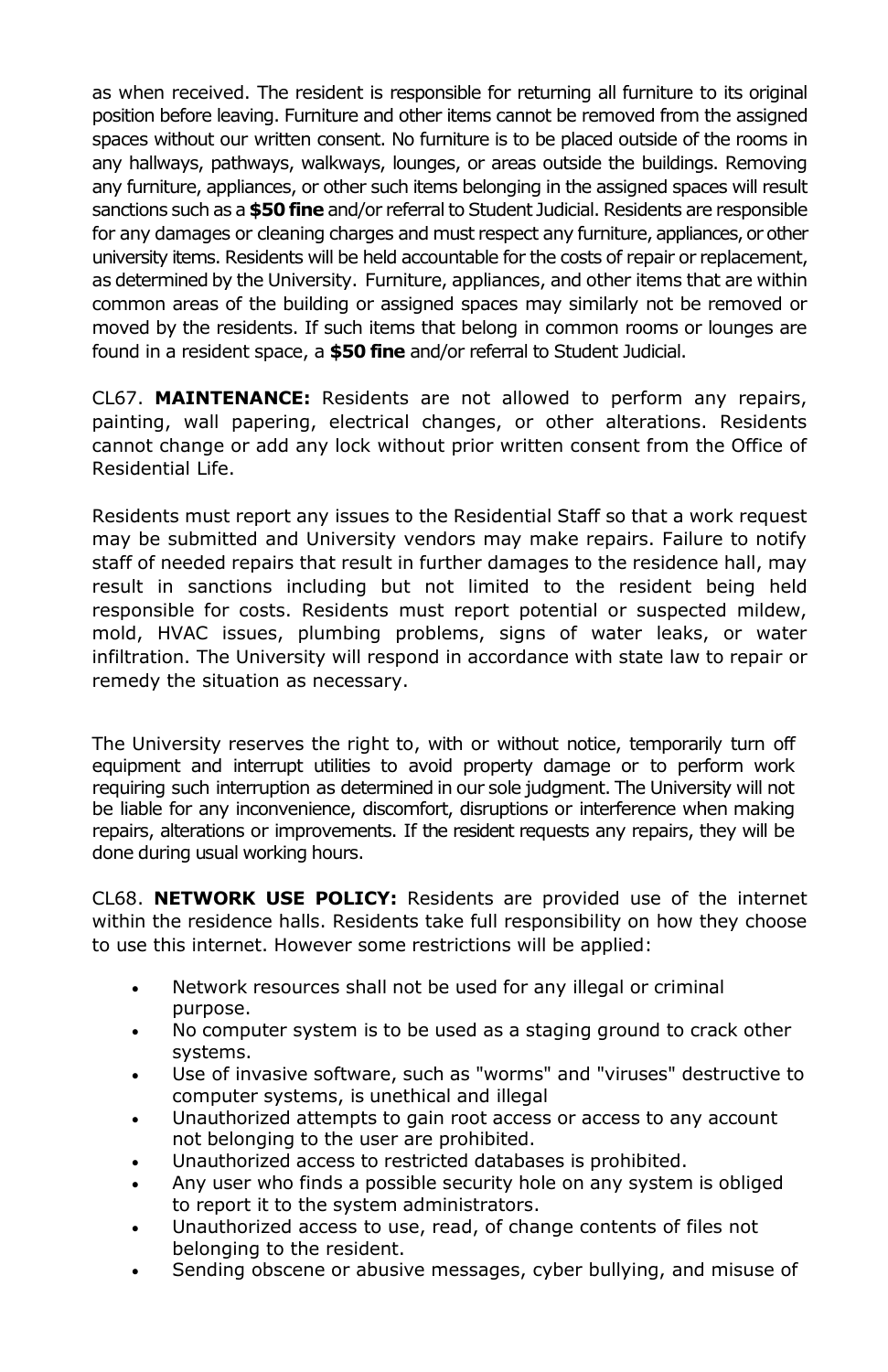as when received. The resident is responsible for returning all furniture to its original position before leaving. Furniture and other items cannot be removed from the assigned spaces without our written consent. No furniture is to be placed outside of the rooms in any hallways, pathways, walkways, lounges, or areas outside the buildings. Removing any furniture, appliances, or other such items belonging in the assigned spaces will result sanctions such as a **$50 fine** and/or referral to Student Judicial. Residents are responsible for any damages or cleaning charges and must respect any furniture, appliances, or other university items. Residents will be held accountable for the costs of repair or replacement, as determined by the University. Furniture, appliances, and other items that are within common areas of the building or assigned spaces may similarly not be removed or moved by the residents. If such items that belong in common rooms or lounges are found in a resident space, a **$50 fine** and/or referral to Student Judicial.

CL67. **MAINTENANCE:** Residents are not allowed to perform any repairs, painting, wall papering, electrical changes, or other alterations. Residents cannot change or add any lock without prior written consent from the Office of Residential Life.

Residents must report any issues to the Residential Staff so that a work request may be submitted and University vendors may make repairs. Failure to notify staff of needed repairs that result in further damages to the residence hall, may result in sanctions including but not limited to the resident being held responsible for costs. Residents must report potential or suspected mildew, mold, HVAC issues, plumbing problems, signs of water leaks, or water infiltration. The University will respond in accordance with state law to repair or remedy the situation as necessary.

The University reserves the right to, with or without notice, temporarily turn off equipment and interrupt utilities to avoid property damage or to perform work requiring such interruption as determined in our sole judgment. The University will not be liable for any inconvenience, discomfort, disruptions or interference when making repairs, alterations or improvements. If the resident requests any repairs, they will be done during usual working hours.

CL68. **NETWORK USE POLICY:** Residents are provided use of the internet within the residence halls. Residents take full responsibility on how they choose to use this internet. However some restrictions will be applied:

- Network resources shall not be used for any illegal or criminal purpose.
- No computer system is to be used as a staging ground to crack other systems.
- Use of invasive software, such as "worms" and "viruses" destructive to computer systems, is unethical and illegal
- Unauthorized attempts to gain root access or access to any account not belonging to the user are prohibited.
- Unauthorized access to restricted databases is prohibited.
- Any user who finds a possible security hole on any system is obliged to report it to the system administrators.
- Unauthorized access to use, read, of change contents of files not belonging to the resident.
- Sending obscene or abusive messages, cyber bullying, and misuse of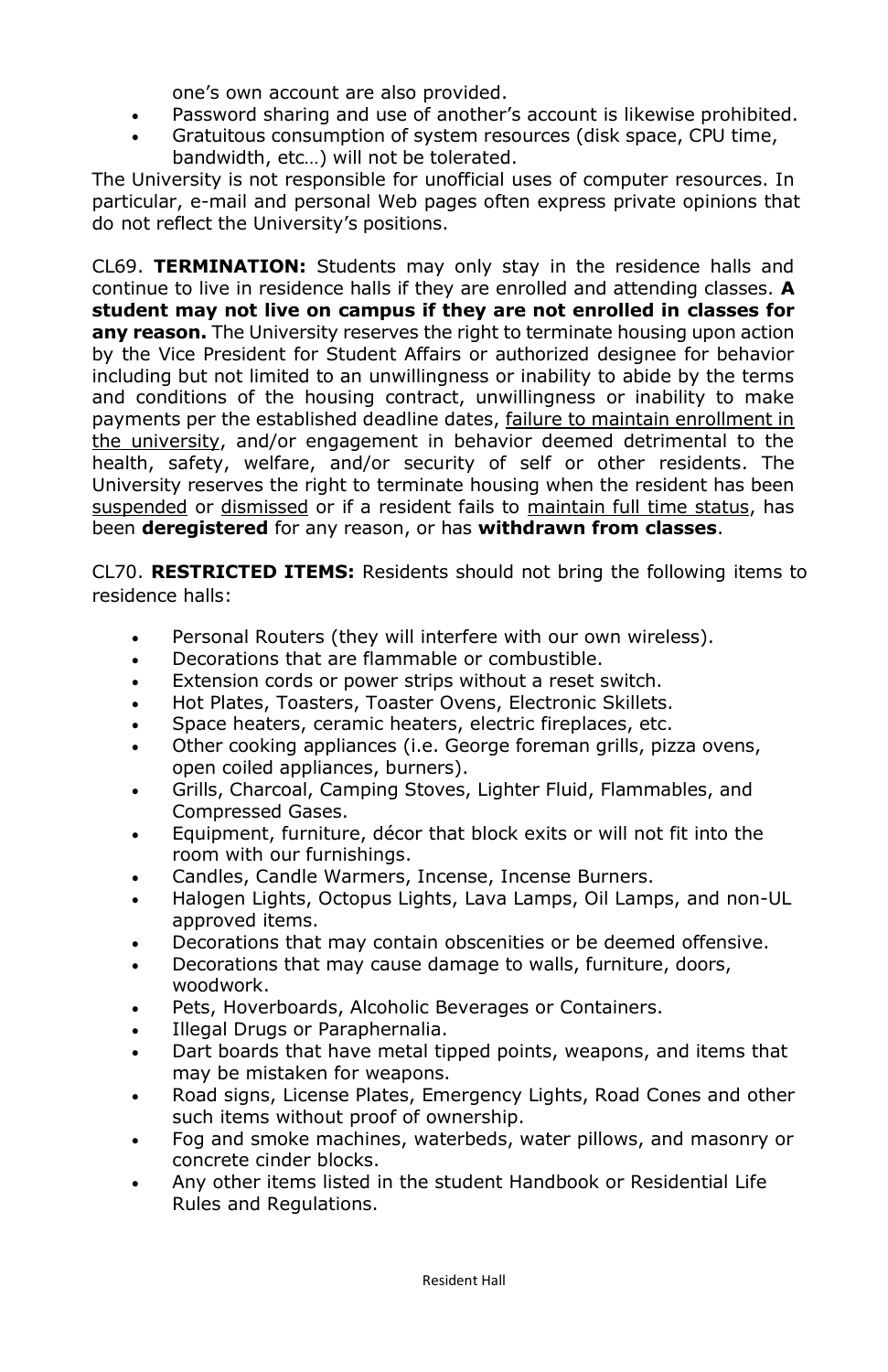one's own account are also provided.

- Password sharing and use of another's account is likewise prohibited.
- Gratuitous consumption of system resources (disk space, CPU time, bandwidth, etc…) will not be tolerated.

The University is not responsible for unofficial uses of computer resources. In particular, e-mail and personal Web pages often express private opinions that do not reflect the University's positions.

CL69. **TERMINATION:** Students may only stay in the residence halls and continue to live in residence halls if they are enrolled and attending classes. **A student may not live on campus if they are not enrolled in classes for any reason.** The University reserves the right to terminate housing upon action by the Vice President for Student Affairs or authorized designee for behavior including but not limited to an unwillingness or inability to abide by the terms and conditions of the housing contract, unwillingness or inability to make payments per the established deadline dates, <u>failure to maintain enrollment in the university</u>, and/or engagement in behavior deemed detrimental to the health, safety, welfare, and/or security of self or other residents. The University reserves the right to terminate housing when the resident has been <u>suspended</u> or <u>dismissed</u> or if a resident fails to <u>maintain full time status</u>, has been **deregistered** for any reason, or has **withdrawn from classes**.

CL70. **RESTRICTED ITEMS:** Residents should not bring the following items to residence halls:

- Personal Routers (they will interfere with our own wireless).
- Decorations that are flammable or combustible.
- Extension cords or power strips without a reset switch.
- Hot Plates, Toasters, Toaster Ovens, Electronic Skillets.
- Space heaters, ceramic heaters, electric fireplaces, etc.
- Other cooking appliances (i.e. George foreman grills, pizza ovens, open coiled appliances, burners).
- Grills, Charcoal, Camping Stoves, Lighter Fluid, Flammables, and Compressed Gases.
- Equipment, furniture, décor that block exits or will not fit into the room with our furnishings.
- Candles, Candle Warmers, Incense, Incense Burners.
- Halogen Lights, Octopus Lights, Lava Lamps, Oil Lamps, and non-UL approved items.
- Decorations that may contain obscenities or be deemed offensive.
- Decorations that may cause damage to walls, furniture, doors, woodwork.
- Pets, Hoverboards, Alcoholic Beverages or Containers.
- Illegal Drugs or Paraphernalia.
- Dart boards that have metal tipped points, weapons, and items that may be mistaken for weapons.
- Road signs, License Plates, Emergency Lights, Road Cones and other such items without proof of ownership.
- Fog and smoke machines, waterbeds, water pillows, and masonry or concrete cinder blocks.
- Any other items listed in the student Handbook or Residential Life Rules and Regulations.